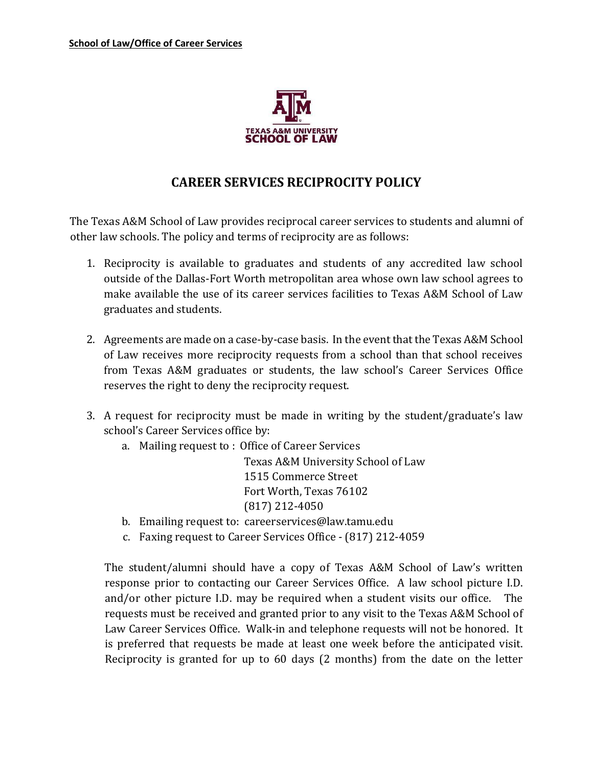**School of Law/Office of Career Services**

TEXAS A&M UNIVERSITY
SCHOOL OF LAW

# CAREER SERVICES RECIPROCITY POLICY

The Texas A&M School of Law provides reciprocal career services to students and alumni of other law schools. The policy and terms of reciprocity are as follows:

1. Reciprocity is available to graduates and students of any accredited law school outside of the Dallas-Fort Worth metropolitan area whose own law school agrees to make available the use of its career services facilities to Texas A&M School of Law graduates and students.

2. Agreements are made on a case-by-case basis. In the event that the Texas A&M School of Law receives more reciprocity requests from a school than that school receives from Texas A&M graduates or students, the law school's Career Services Office reserves the right to deny the reciprocity request.

3. A request for reciprocity must be made in writing by the student/graduate's law school's Career Services office by:
   a. Mailing request to : Office of Career Services
      Texas A&M University School of Law
      1515 Commerce Street
      Fort Worth, Texas 76102
      (817) 212-4050
   b. Emailing request to: careerservices@law.tamu.edu
   c. Faxing request to Career Services Office - (817) 212-4059

   The student/alumni should have a copy of Texas A&M School of Law's written response prior to contacting our Career Services Office. A law school picture I.D. and/or other picture I.D. may be required when a student visits our office. The requests must be received and granted prior to any visit to the Texas A&M School of Law Career Services Office. Walk-in and telephone requests will not be honored. It is preferred that requests be made at least one week before the anticipated visit. Reciprocity is granted for up to 60 days (2 months) from the date on the letter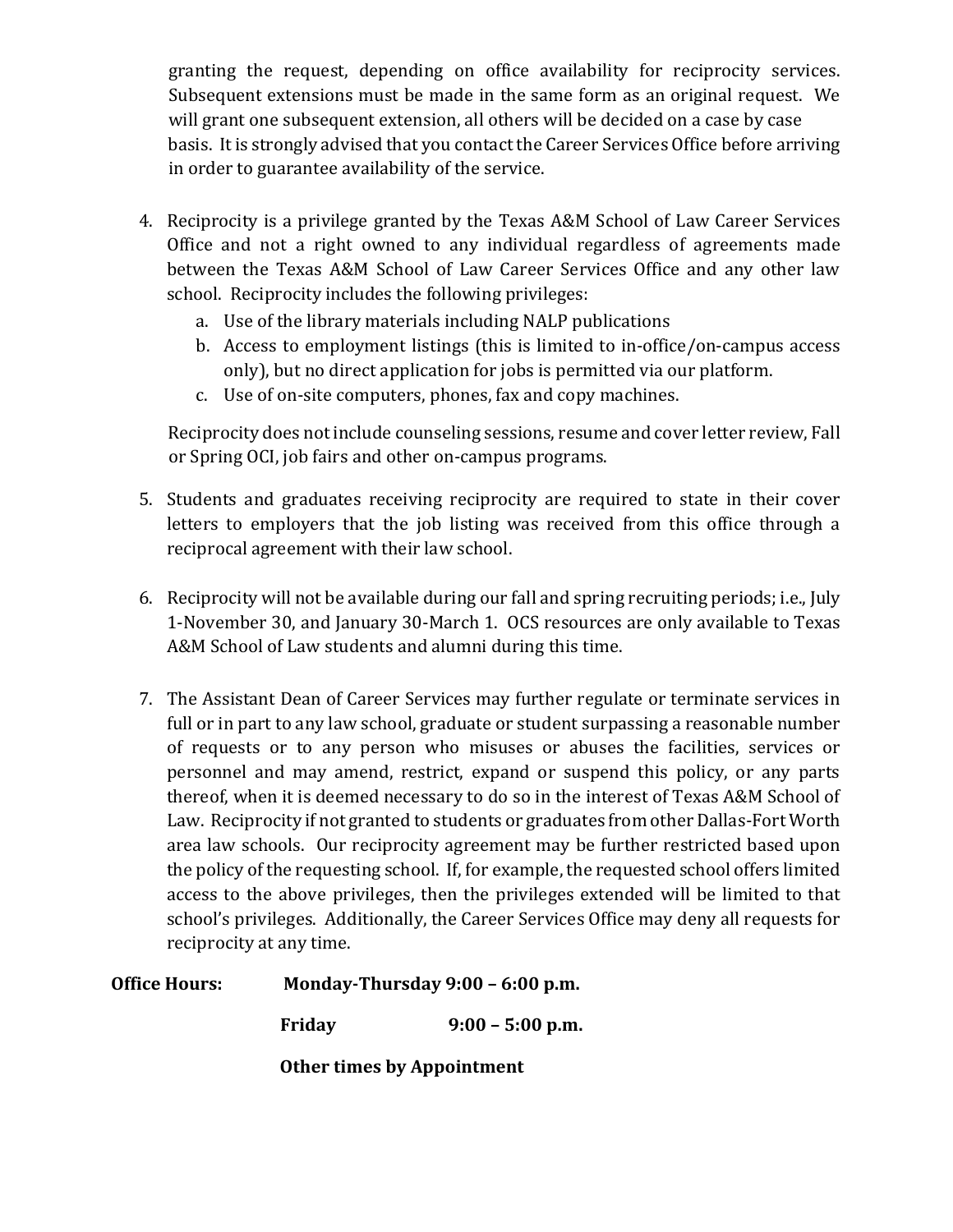granting the request, depending on office availability for reciprocity services. Subsequent extensions must be made in the same form as an original request. We will grant one subsequent extension, all others will be decided on a case by case basis. It is strongly advised that you contact the Career Services Office before arriving in order to guarantee availability of the service.

4. Reciprocity is a privilege granted by the Texas A&M School of Law Career Services Office and not a right owned to any individual regardless of agreements made between the Texas A&M School of Law Career Services Office and any other law school. Reciprocity includes the following privileges:
   a. Use of the library materials including NALP publications
   b. Access to employment listings (this is limited to in-office/on-campus access only), but no direct application for jobs is permitted via our platform.
   c. Use of on-site computers, phones, fax and copy machines.

   Reciprocity does not include counseling sessions, resume and cover letter review, Fall or Spring OCI, job fairs and other on-campus programs.

5. Students and graduates receiving reciprocity are required to state in their cover letters to employers that the job listing was received from this office through a reciprocal agreement with their law school.

6. Reciprocity will not be available during our fall and spring recruiting periods; i.e., July 1-November 30, and January 30-March 1. OCS resources are only available to Texas A&M School of Law students and alumni during this time.

7. The Assistant Dean of Career Services may further regulate or terminate services in full or in part to any law school, graduate or student surpassing a reasonable number of requests or to any person who misuses or abuses the facilities, services or personnel and may amend, restrict, expand or suspend this policy, or any parts thereof, when it is deemed necessary to do so in the interest of Texas A&M School of Law. Reciprocity if not granted to students or graduates from other Dallas-Fort Worth area law schools. Our reciprocity agreement may be further restricted based upon the policy of the requesting school. If, for example, the requested school offers limited access to the above privileges, then the privileges extended will be limited to that school's privileges. Additionally, the Career Services Office may deny all requests for reciprocity at any time.

**Office Hours:** **Monday-Thursday 9:00 – 6:00 p.m.**

**Friday 9:00 – 5:00 p.m.**

**Other times by Appointment**